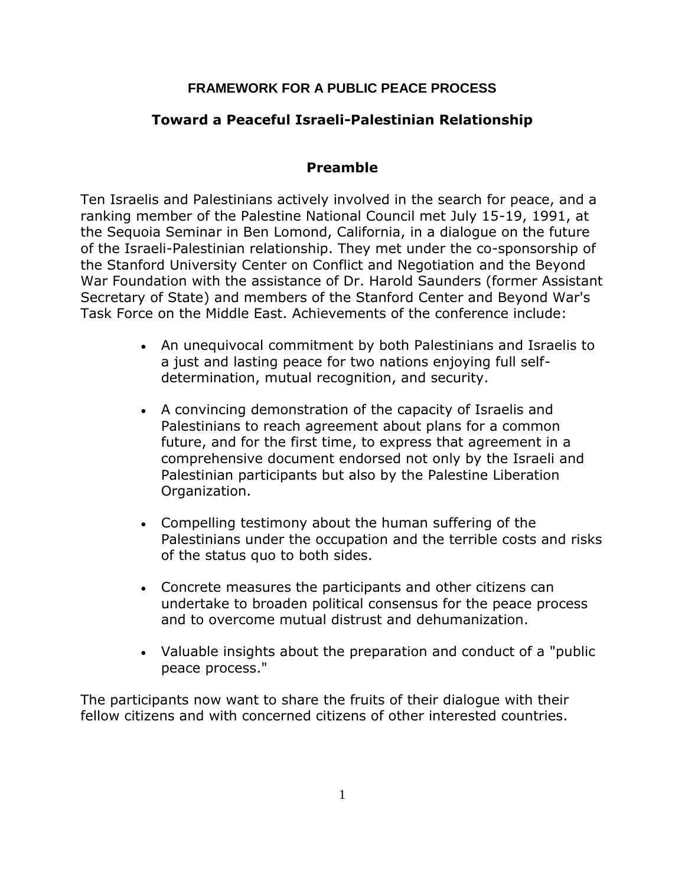# FRAMEWORK FOR A PUBLIC PEACE PROCESS

## Toward a Peaceful Israeli-Palestinian Relationship

### Preamble

Ten Israelis and Palestinians actively involved in the search for peace, and a ranking member of the Palestine National Council met July 15-19, 1991, at the Sequoia Seminar in Ben Lomond, California, in a dialogue on the future of the Israeli-Palestinian relationship. They met under the co-sponsorship of the Stanford University Center on Conflict and Negotiation and the Beyond War Foundation with the assistance of Dr. Harold Saunders (former Assistant Secretary of State) and members of the Stanford Center and Beyond War's Task Force on the Middle East. Achievements of the conference include:

- An unequivocal commitment by both Palestinians and Israelis to a just and lasting peace for two nations enjoying full self-determination, mutual recognition, and security.
- A convincing demonstration of the capacity of Israelis and Palestinians to reach agreement about plans for a common future, and for the first time, to express that agreement in a comprehensive document endorsed not only by the Israeli and Palestinian participants but also by the Palestine Liberation Organization.
- Compelling testimony about the human suffering of the Palestinians under the occupation and the terrible costs and risks of the status quo to both sides.
- Concrete measures the participants and other citizens can undertake to broaden political consensus for the peace process and to overcome mutual distrust and dehumanization.
- Valuable insights about the preparation and conduct of a "public peace process."

The participants now want to share the fruits of their dialogue with their fellow citizens and with concerned citizens of other interested countries.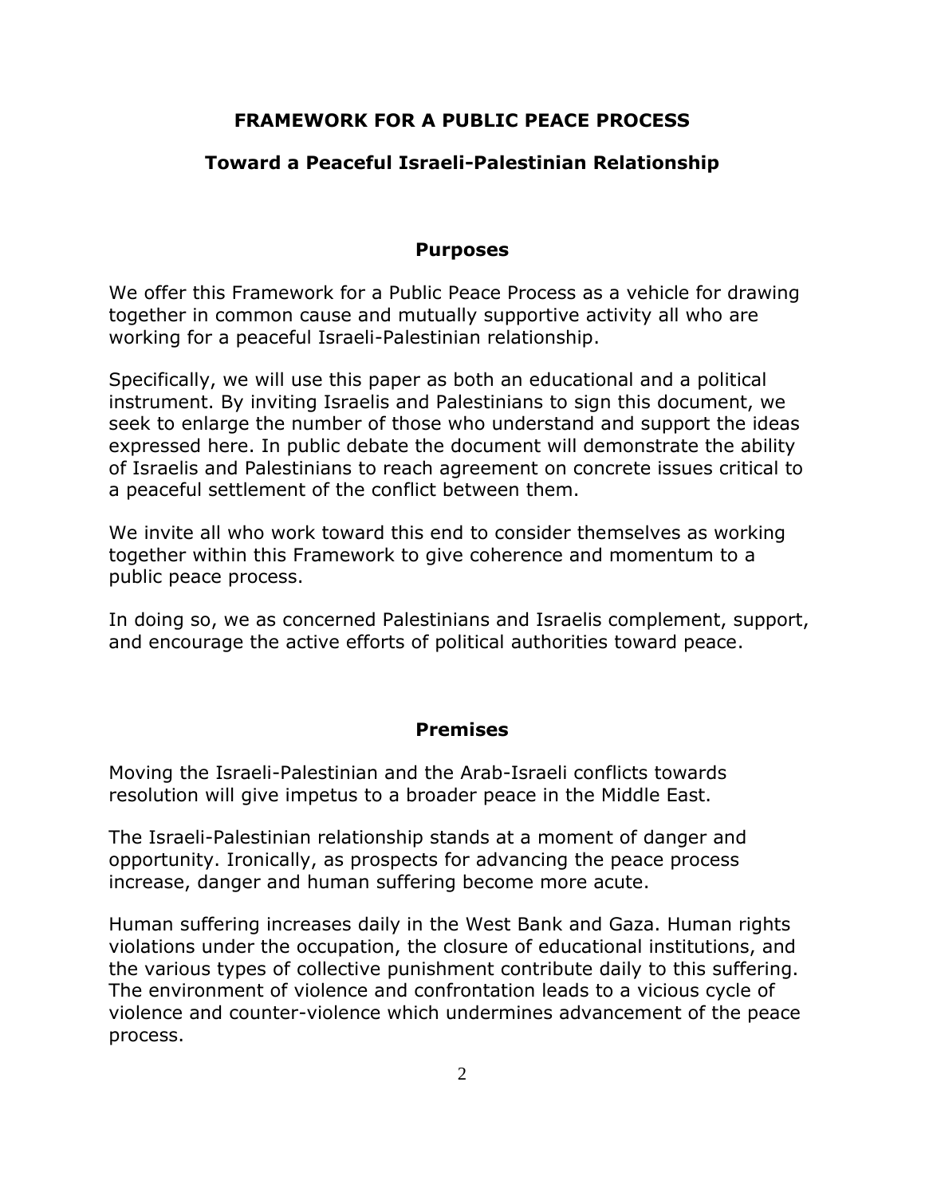# FRAMEWORK FOR A PUBLIC PEACE PROCESS

## Toward a Peaceful Israeli-Palestinian Relationship

### Purposes

We offer this Framework for a Public Peace Process as a vehicle for drawing together in common cause and mutually supportive activity all who are working for a peaceful Israeli-Palestinian relationship.

Specifically, we will use this paper as both an educational and a political instrument. By inviting Israelis and Palestinians to sign this document, we seek to enlarge the number of those who understand and support the ideas expressed here. In public debate the document will demonstrate the ability of Israelis and Palestinians to reach agreement on concrete issues critical to a peaceful settlement of the conflict between them.

We invite all who work toward this end to consider themselves as working together within this Framework to give coherence and momentum to a public peace process.

In doing so, we as concerned Palestinians and Israelis complement, support, and encourage the active efforts of political authorities toward peace.

### Premises

Moving the Israeli-Palestinian and the Arab-Israeli conflicts towards resolution will give impetus to a broader peace in the Middle East.

The Israeli-Palestinian relationship stands at a moment of danger and opportunity. Ironically, as prospects for advancing the peace process increase, danger and human suffering become more acute.

Human suffering increases daily in the West Bank and Gaza. Human rights violations under the occupation, the closure of educational institutions, and the various types of collective punishment contribute daily to this suffering. The environment of violence and confrontation leads to a vicious cycle of violence and counter-violence which undermines advancement of the peace process.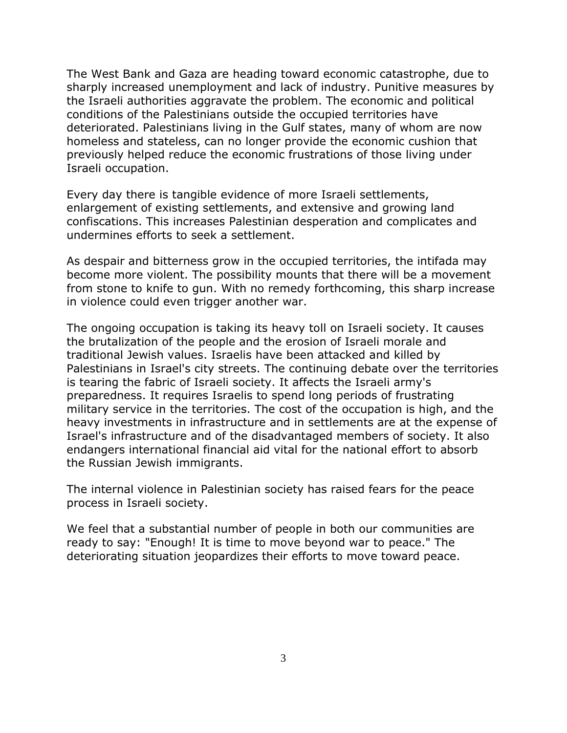The West Bank and Gaza are heading toward economic catastrophe, due to sharply increased unemployment and lack of industry. Punitive measures by the Israeli authorities aggravate the problem. The economic and political conditions of the Palestinians outside the occupied territories have deteriorated. Palestinians living in the Gulf states, many of whom are now homeless and stateless, can no longer provide the economic cushion that previously helped reduce the economic frustrations of those living under Israeli occupation.

Every day there is tangible evidence of more Israeli settlements, enlargement of existing settlements, and extensive and growing land confiscations. This increases Palestinian desperation and complicates and undermines efforts to seek a settlement.

As despair and bitterness grow in the occupied territories, the intifada may become more violent. The possibility mounts that there will be a movement from stone to knife to gun. With no remedy forthcoming, this sharp increase in violence could even trigger another war.

The ongoing occupation is taking its heavy toll on Israeli society. It causes the brutalization of the people and the erosion of Israeli morale and traditional Jewish values. Israelis have been attacked and killed by Palestinians in Israel's city streets. The continuing debate over the territories is tearing the fabric of Israeli society. It affects the Israeli army's preparedness. It requires Israelis to spend long periods of frustrating military service in the territories. The cost of the occupation is high, and the heavy investments in infrastructure and in settlements are at the expense of Israel's infrastructure and of the disadvantaged members of society. It also endangers international financial aid vital for the national effort to absorb the Russian Jewish immigrants.

The internal violence in Palestinian society has raised fears for the peace process in Israeli society.

We feel that a substantial number of people in both our communities are ready to say: "Enough! It is time to move beyond war to peace." The deteriorating situation jeopardizes their efforts to move toward peace.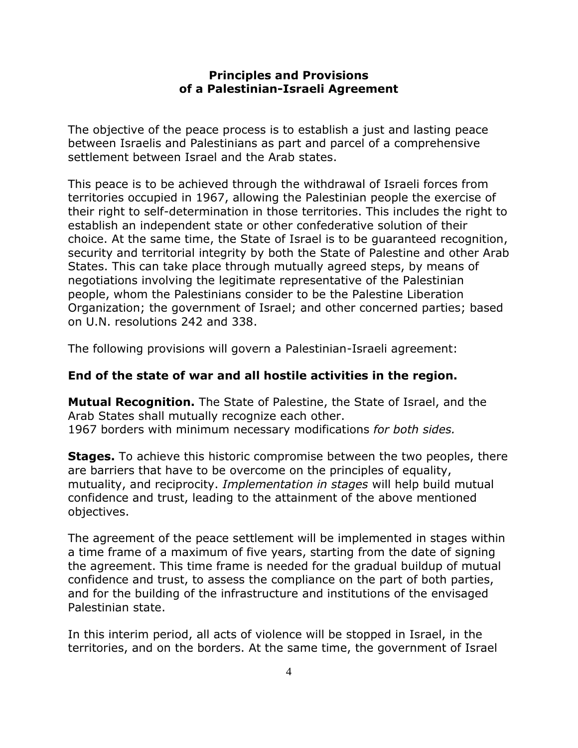## Principles and Provisions of a Palestinian-Israeli Agreement

The objective of the peace process is to establish a just and lasting peace between Israelis and Palestinians as part and parcel of a comprehensive settlement between Israel and the Arab states.

This peace is to be achieved through the withdrawal of Israeli forces from territories occupied in 1967, allowing the Palestinian people the exercise of their right to self-determination in those territories. This includes the right to establish an independent state or other confederative solution of their choice. At the same time, the State of Israel is to be guaranteed recognition, security and territorial integrity by both the State of Palestine and other Arab States. This can take place through mutually agreed steps, by means of negotiations involving the legitimate representative of the Palestinian people, whom the Palestinians consider to be the Palestine Liberation Organization; the government of Israel; and other concerned parties; based on U.N. resolutions 242 and 338.

The following provisions will govern a Palestinian-Israeli agreement:

**End of the state of war and all hostile activities in the region.**

**Mutual Recognition.** The State of Palestine, the State of Israel, and the Arab States shall mutually recognize each other.
1967 borders with minimum necessary modifications *for both sides.*

**Stages.** To achieve this historic compromise between the two peoples, there are barriers that have to be overcome on the principles of equality, mutuality, and reciprocity. *Implementation in stages* will help build mutual confidence and trust, leading to the attainment of the above mentioned objectives.

The agreement of the peace settlement will be implemented in stages within a time frame of a maximum of five years, starting from the date of signing the agreement. This time frame is needed for the gradual buildup of mutual confidence and trust, to assess the compliance on the part of both parties, and for the building of the infrastructure and institutions of the envisaged Palestinian state.

In this interim period, all acts of violence will be stopped in Israel, in the territories, and on the borders. At the same time, the government of Israel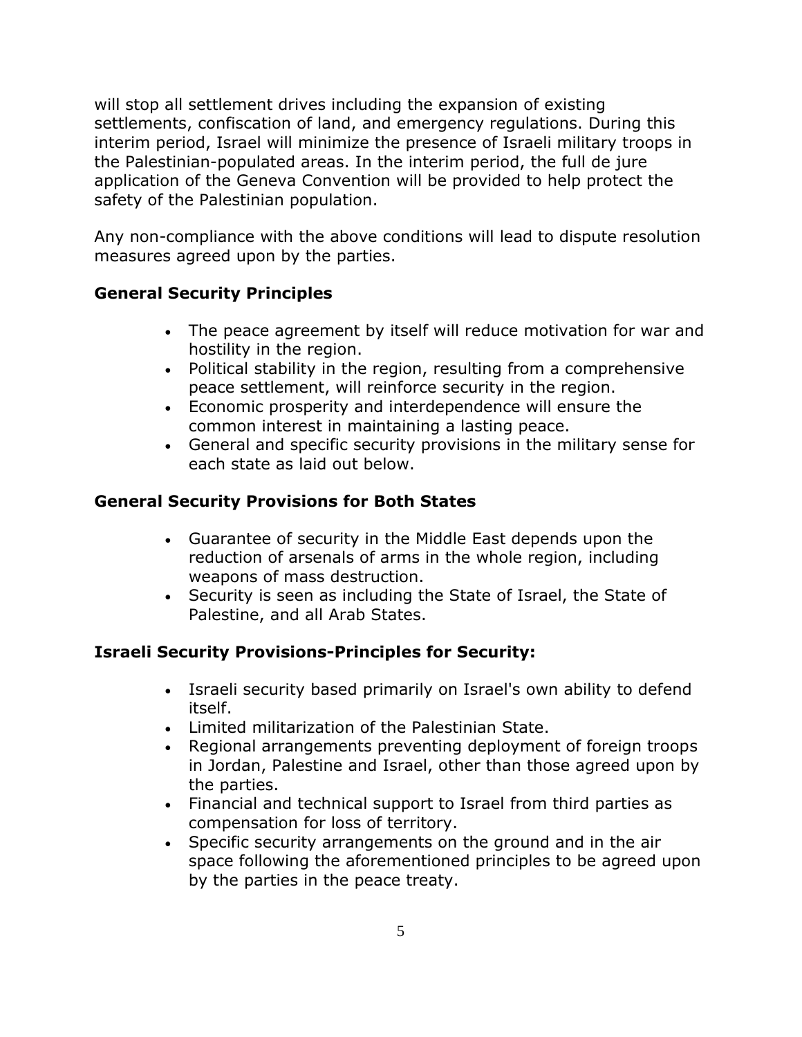will stop all settlement drives including the expansion of existing settlements, confiscation of land, and emergency regulations. During this interim period, Israel will minimize the presence of Israeli military troops in the Palestinian-populated areas. In the interim period, the full de jure application of the Geneva Convention will be provided to help protect the safety of the Palestinian population.

Any non-compliance with the above conditions will lead to dispute resolution measures agreed upon by the parties.

**General Security Principles**

- The peace agreement by itself will reduce motivation for war and hostility in the region.
- Political stability in the region, resulting from a comprehensive peace settlement, will reinforce security in the region.
- Economic prosperity and interdependence will ensure the common interest in maintaining a lasting peace.
- General and specific security provisions in the military sense for each state as laid out below.

**General Security Provisions for Both States**

- Guarantee of security in the Middle East depends upon the reduction of arsenals of arms in the whole region, including weapons of mass destruction.
- Security is seen as including the State of Israel, the State of Palestine, and all Arab States.

**Israeli Security Provisions-Principles for Security:**

- Israeli security based primarily on Israel's own ability to defend itself.
- Limited militarization of the Palestinian State.
- Regional arrangements preventing deployment of foreign troops in Jordan, Palestine and Israel, other than those agreed upon by the parties.
- Financial and technical support to Israel from third parties as compensation for loss of territory.
- Specific security arrangements on the ground and in the air space following the aforementioned principles to be agreed upon by the parties in the peace treaty.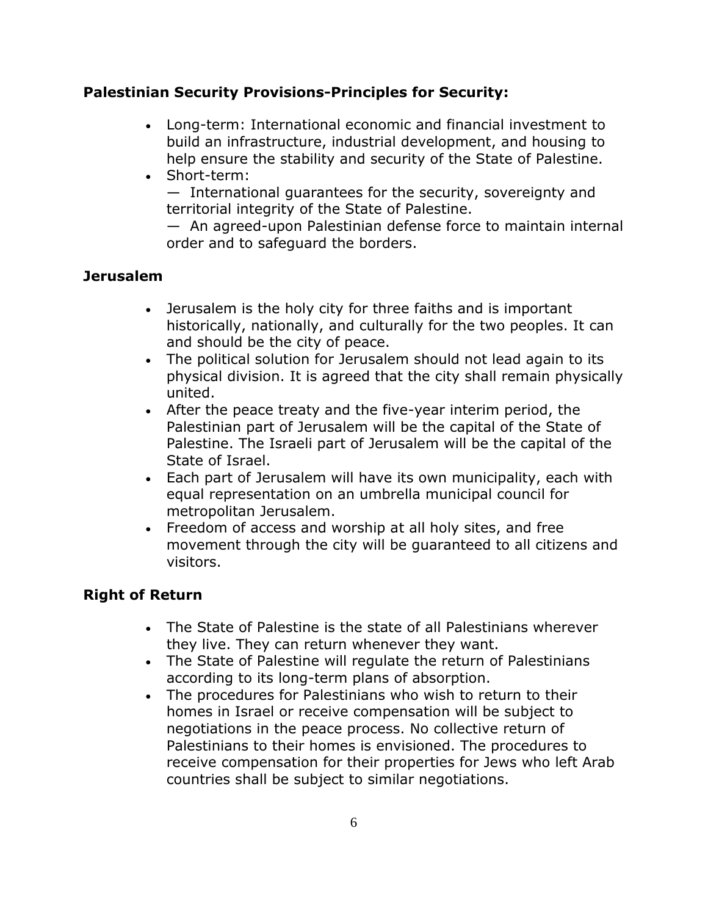**Palestinian Security Provisions-Principles for Security:**

- Long-term: International economic and financial investment to build an infrastructure, industrial development, and housing to help ensure the stability and security of the State of Palestine.
- Short-term:
  — International guarantees for the security, sovereignty and territorial integrity of the State of Palestine.
  — An agreed-upon Palestinian defense force to maintain internal order and to safeguard the borders.

**Jerusalem**

- Jerusalem is the holy city for three faiths and is important historically, nationally, and culturally for the two peoples. It can and should be the city of peace.
- The political solution for Jerusalem should not lead again to its physical division. It is agreed that the city shall remain physically united.
- After the peace treaty and the five-year interim period, the Palestinian part of Jerusalem will be the capital of the State of Palestine. The Israeli part of Jerusalem will be the capital of the State of Israel.
- Each part of Jerusalem will have its own municipality, each with equal representation on an umbrella municipal council for metropolitan Jerusalem.
- Freedom of access and worship at all holy sites, and free movement through the city will be guaranteed to all citizens and visitors.

**Right of Return**

- The State of Palestine is the state of all Palestinians wherever they live. They can return whenever they want.
- The State of Palestine will regulate the return of Palestinians according to its long-term plans of absorption.
- The procedures for Palestinians who wish to return to their homes in Israel or receive compensation will be subject to negotiations in the peace process. No collective return of Palestinians to their homes is envisioned. The procedures to receive compensation for their properties for Jews who left Arab countries shall be subject to similar negotiations.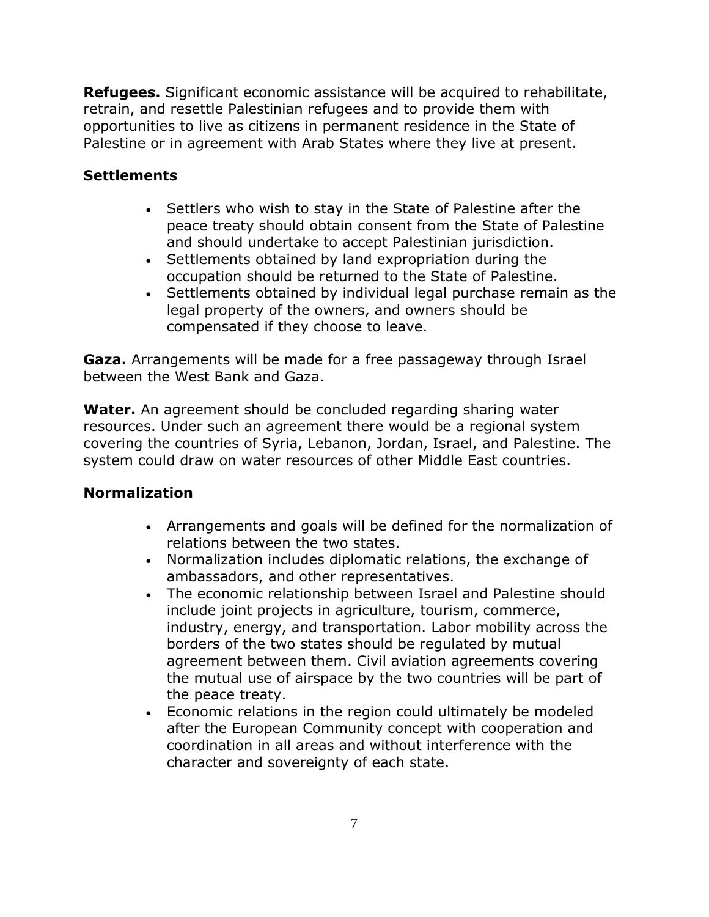**Refugees.** Significant economic assistance will be acquired to rehabilitate, retrain, and resettle Palestinian refugees and to provide them with opportunities to live as citizens in permanent residence in the State of Palestine or in agreement with Arab States where they live at present.

**Settlements**

- Settlers who wish to stay in the State of Palestine after the peace treaty should obtain consent from the State of Palestine and should undertake to accept Palestinian jurisdiction.
- Settlements obtained by land expropriation during the occupation should be returned to the State of Palestine.
- Settlements obtained by individual legal purchase remain as the legal property of the owners, and owners should be compensated if they choose to leave.

**Gaza.** Arrangements will be made for a free passageway through Israel between the West Bank and Gaza.

**Water.** An agreement should be concluded regarding sharing water resources. Under such an agreement there would be a regional system covering the countries of Syria, Lebanon, Jordan, Israel, and Palestine. The system could draw on water resources of other Middle East countries.

**Normalization**

- Arrangements and goals will be defined for the normalization of relations between the two states.
- Normalization includes diplomatic relations, the exchange of ambassadors, and other representatives.
- The economic relationship between Israel and Palestine should include joint projects in agriculture, tourism, commerce, industry, energy, and transportation. Labor mobility across the borders of the two states should be regulated by mutual agreement between them. Civil aviation agreements covering the mutual use of airspace by the two countries will be part of the peace treaty.
- Economic relations in the region could ultimately be modeled after the European Community concept with cooperation and coordination in all areas and without interference with the character and sovereignty of each state.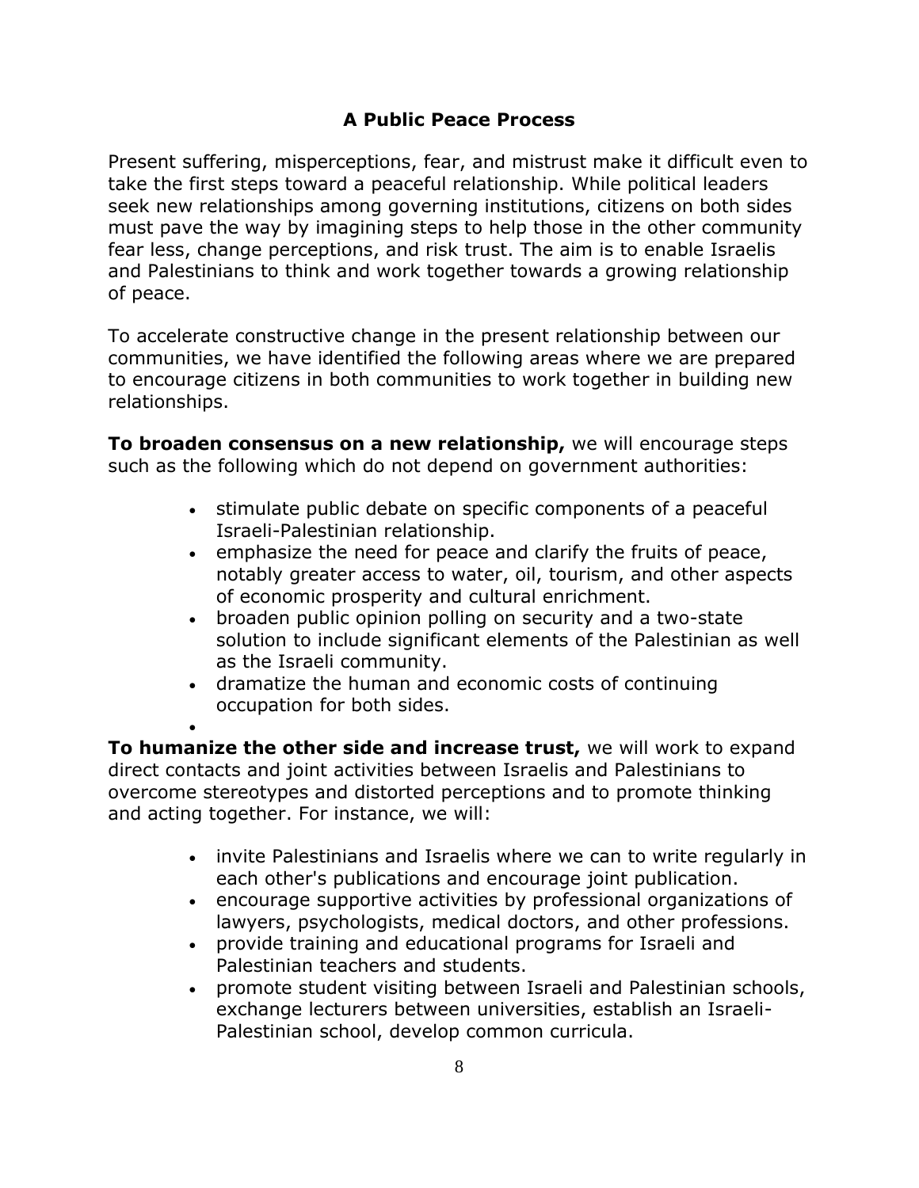## A Public Peace Process

Present suffering, misperceptions, fear, and mistrust make it difficult even to take the first steps toward a peaceful relationship. While political leaders seek new relationships among governing institutions, citizens on both sides must pave the way by imagining steps to help those in the other community fear less, change perceptions, and risk trust. The aim is to enable Israelis and Palestinians to think and work together towards a growing relationship of peace.

To accelerate constructive change in the present relationship between our communities, we have identified the following areas where we are prepared to encourage citizens in both communities to work together in building new relationships.

**To broaden consensus on a new relationship,** we will encourage steps such as the following which do not depend on government authorities:

- stimulate public debate on specific components of a peaceful Israeli-Palestinian relationship.
- emphasize the need for peace and clarify the fruits of peace, notably greater access to water, oil, tourism, and other aspects of economic prosperity and cultural enrichment.
- broaden public opinion polling on security and a two-state solution to include significant elements of the Palestinian as well as the Israeli community.
- dramatize the human and economic costs of continuing occupation for both sides.

**To humanize the other side and increase trust,** we will work to expand direct contacts and joint activities between Israelis and Palestinians to overcome stereotypes and distorted perceptions and to promote thinking and acting together. For instance, we will:

- invite Palestinians and Israelis where we can to write regularly in each other's publications and encourage joint publication.
- encourage supportive activities by professional organizations of lawyers, psychologists, medical doctors, and other professions.
- provide training and educational programs for Israeli and Palestinian teachers and students.
- promote student visiting between Israeli and Palestinian schools, exchange lecturers between universities, establish an Israeli-Palestinian school, develop common curricula.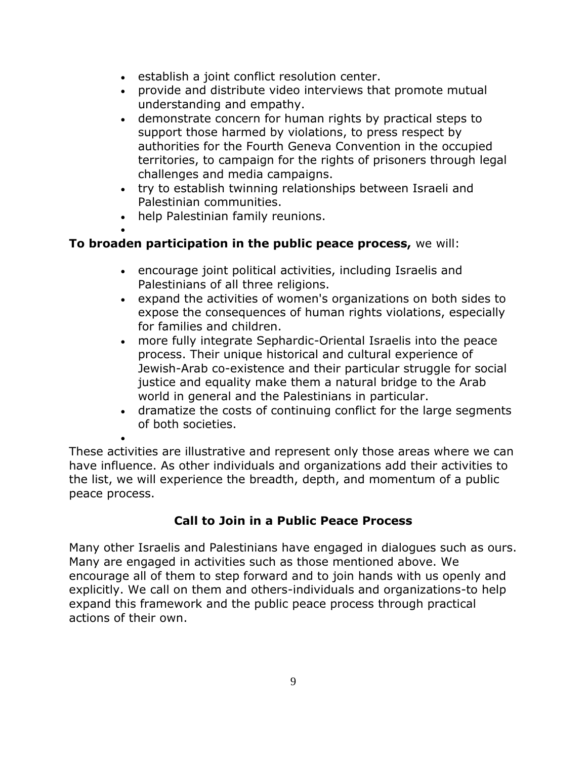- establish a joint conflict resolution center.
- provide and distribute video interviews that promote mutual understanding and empathy.
- demonstrate concern for human rights by practical steps to support those harmed by violations, to press respect by authorities for the Fourth Geneva Convention in the occupied territories, to campaign for the rights of prisoners through legal challenges and media campaigns.
- try to establish twinning relationships between Israeli and Palestinian communities.
- help Palestinian family reunions.

**To broaden participation in the public peace process,** we will:

- encourage joint political activities, including Israelis and Palestinians of all three religions.
- expand the activities of women's organizations on both sides to expose the consequences of human rights violations, especially for families and children.
- more fully integrate Sephardic-Oriental Israelis into the peace process. Their unique historical and cultural experience of Jewish-Arab co-existence and their particular struggle for social justice and equality make them a natural bridge to the Arab world in general and the Palestinians in particular.
- dramatize the costs of continuing conflict for the large segments of both societies.

These activities are illustrative and represent only those areas where we can have influence. As other individuals and organizations add their activities to the list, we will experience the breadth, depth, and momentum of a public peace process.

### Call to Join in a Public Peace Process

Many other Israelis and Palestinians have engaged in dialogues such as ours. Many are engaged in activities such as those mentioned above. We encourage all of them to step forward and to join hands with us openly and explicitly. We call on them and others-individuals and organizations-to help expand this framework and the public peace process through practical actions of their own.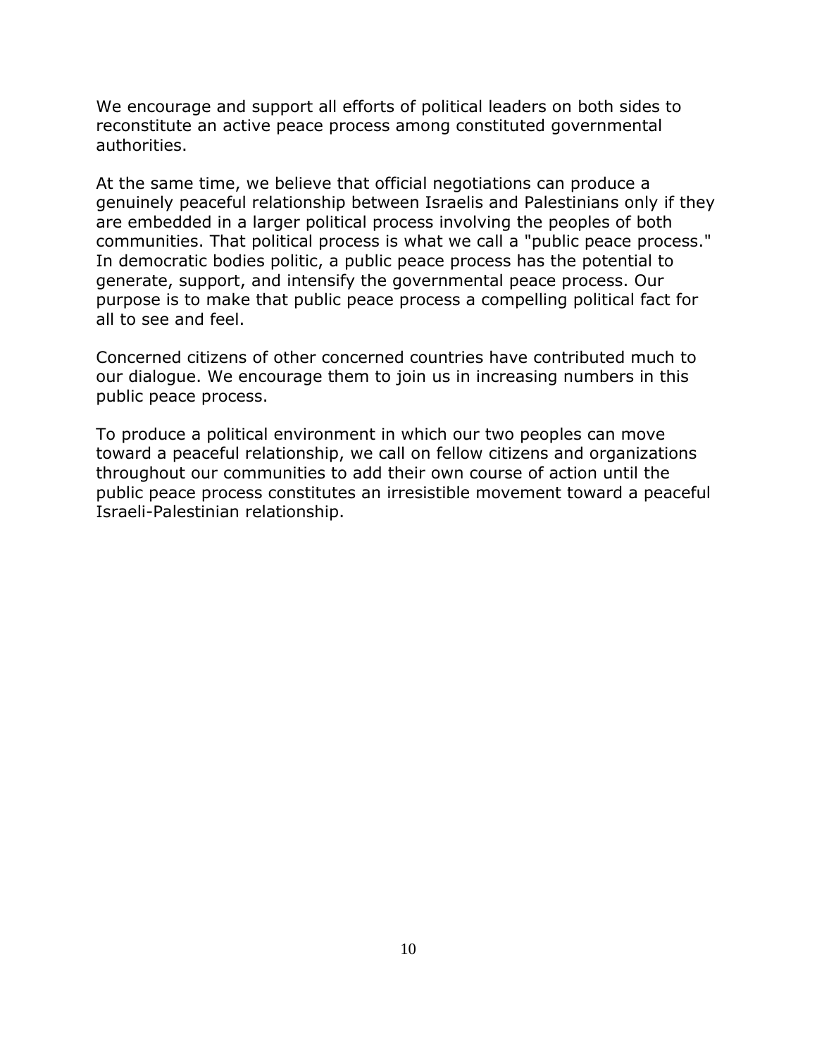We encourage and support all efforts of political leaders on both sides to reconstitute an active peace process among constituted governmental authorities.

At the same time, we believe that official negotiations can produce a genuinely peaceful relationship between Israelis and Palestinians only if they are embedded in a larger political process involving the peoples of both communities. That political process is what we call a "public peace process." In democratic bodies politic, a public peace process has the potential to generate, support, and intensify the governmental peace process. Our purpose is to make that public peace process a compelling political fact for all to see and feel.

Concerned citizens of other concerned countries have contributed much to our dialogue. We encourage them to join us in increasing numbers in this public peace process.

To produce a political environment in which our two peoples can move toward a peaceful relationship, we call on fellow citizens and organizations throughout our communities to add their own course of action until the public peace process constitutes an irresistible movement toward a peaceful Israeli-Palestinian relationship.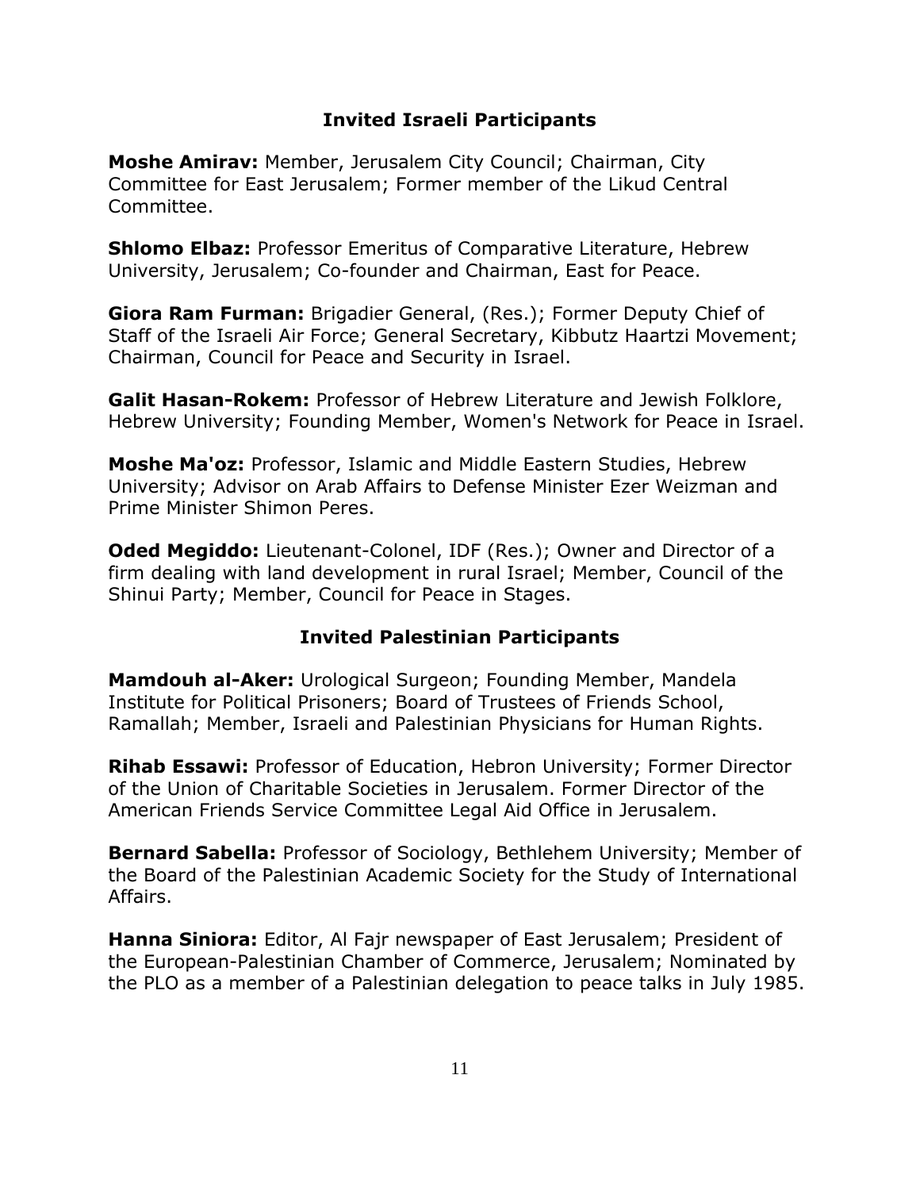## Invited Israeli Participants

**Moshe Amirav:** Member, Jerusalem City Council; Chairman, City Committee for East Jerusalem; Former member of the Likud Central Committee.

**Shlomo Elbaz:** Professor Emeritus of Comparative Literature, Hebrew University, Jerusalem; Co-founder and Chairman, East for Peace.

**Giora Ram Furman:** Brigadier General, (Res.); Former Deputy Chief of Staff of the Israeli Air Force; General Secretary, Kibbutz Haartzi Movement; Chairman, Council for Peace and Security in Israel.

**Galit Hasan-Rokem:** Professor of Hebrew Literature and Jewish Folklore, Hebrew University; Founding Member, Women's Network for Peace in Israel.

**Moshe Ma'oz:** Professor, Islamic and Middle Eastern Studies, Hebrew University; Advisor on Arab Affairs to Defense Minister Ezer Weizman and Prime Minister Shimon Peres.

**Oded Megiddo:** Lieutenant-Colonel, IDF (Res.); Owner and Director of a firm dealing with land development in rural Israel; Member, Council of the Shinui Party; Member, Council for Peace in Stages.

## Invited Palestinian Participants

**Mamdouh al-Aker:** Urological Surgeon; Founding Member, Mandela Institute for Political Prisoners; Board of Trustees of Friends School, Ramallah; Member, Israeli and Palestinian Physicians for Human Rights.

**Rihab Essawi:** Professor of Education, Hebron University; Former Director of the Union of Charitable Societies in Jerusalem. Former Director of the American Friends Service Committee Legal Aid Office in Jerusalem.

**Bernard Sabella:** Professor of Sociology, Bethlehem University; Member of the Board of the Palestinian Academic Society for the Study of International Affairs.

**Hanna Siniora:** Editor, Al Fajr newspaper of East Jerusalem; President of the European-Palestinian Chamber of Commerce, Jerusalem; Nominated by the PLO as a member of a Palestinian delegation to peace talks in July 1985.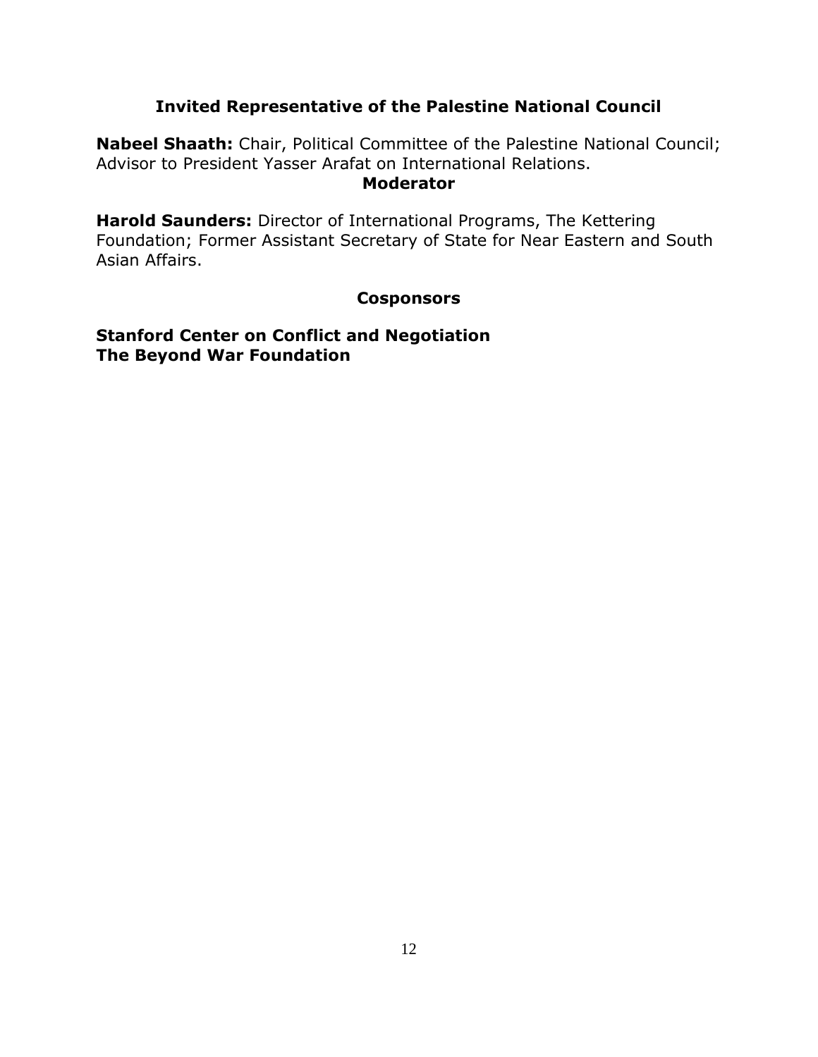## Invited Representative of the Palestine National Council

**Nabeel Shaath:** Chair, Political Committee of the Palestine National Council; Advisor to President Yasser Arafat on International Relations.

## Moderator

**Harold Saunders:** Director of International Programs, The Kettering Foundation; Former Assistant Secretary of State for Near Eastern and South Asian Affairs.

## Cosponsors

**Stanford Center on Conflict and Negotiation**
**The Beyond War Foundation**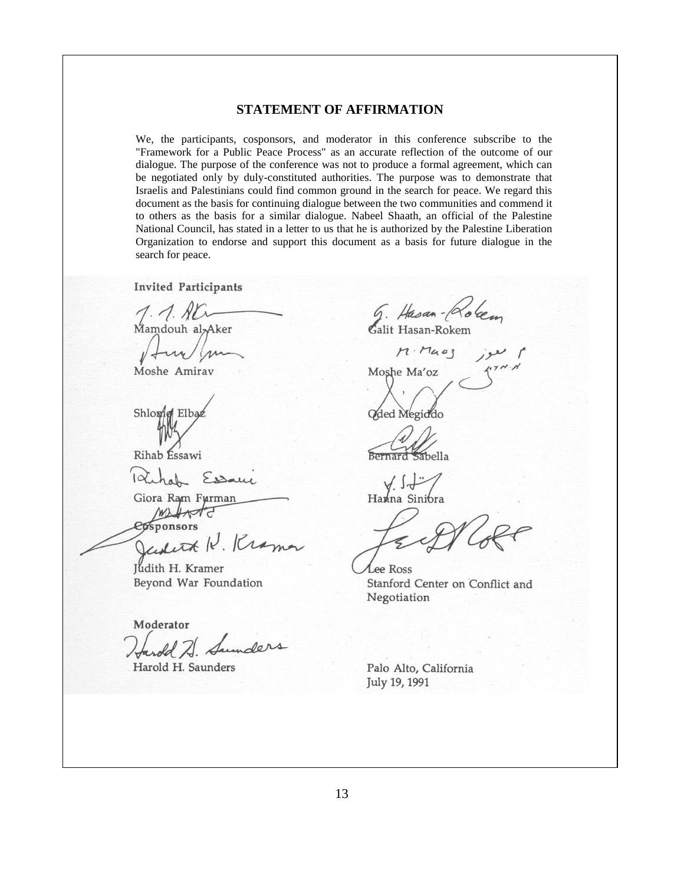## STATEMENT OF AFFIRMATION

We, the participants, cosponsors, and moderator in this conference subscribe to the "Framework for a Public Peace Process" as an accurate reflection of the outcome of our dialogue. The purpose of the conference was not to produce a formal agreement, which can be negotiated only by duly-constituted authorities. The purpose was to demonstrate that Israelis and Palestinians could find common ground in the search for peace. We regard this document as the basis for continuing dialogue between the two communities and commend it to others as the basis for a similar dialogue. Nabeel Shaath, an official of the Palestine National Council, has stated in a letter to us that he is authorized by the Palestine Liberation Organization to endorse and support this document as a basis for future dialogue in the search for peace.

**Invited Participants**

Mamdouh al-Aker

Moshe Amirav

Shlomo Elbaz

Rihab Essawi

Giora Ram Furman

Galit Hasan-Rokem

Moshe Ma'oz

Oded Megiddo

Bernard Sabella

Hanna Siniora

**Cosponsors**

Judith H. Kramer
Beyond War Foundation

Lee Ross
Stanford Center on Conflict and Negotiation

**Moderator**

Harold H. Saunders

Palo Alto, California
July 19, 1991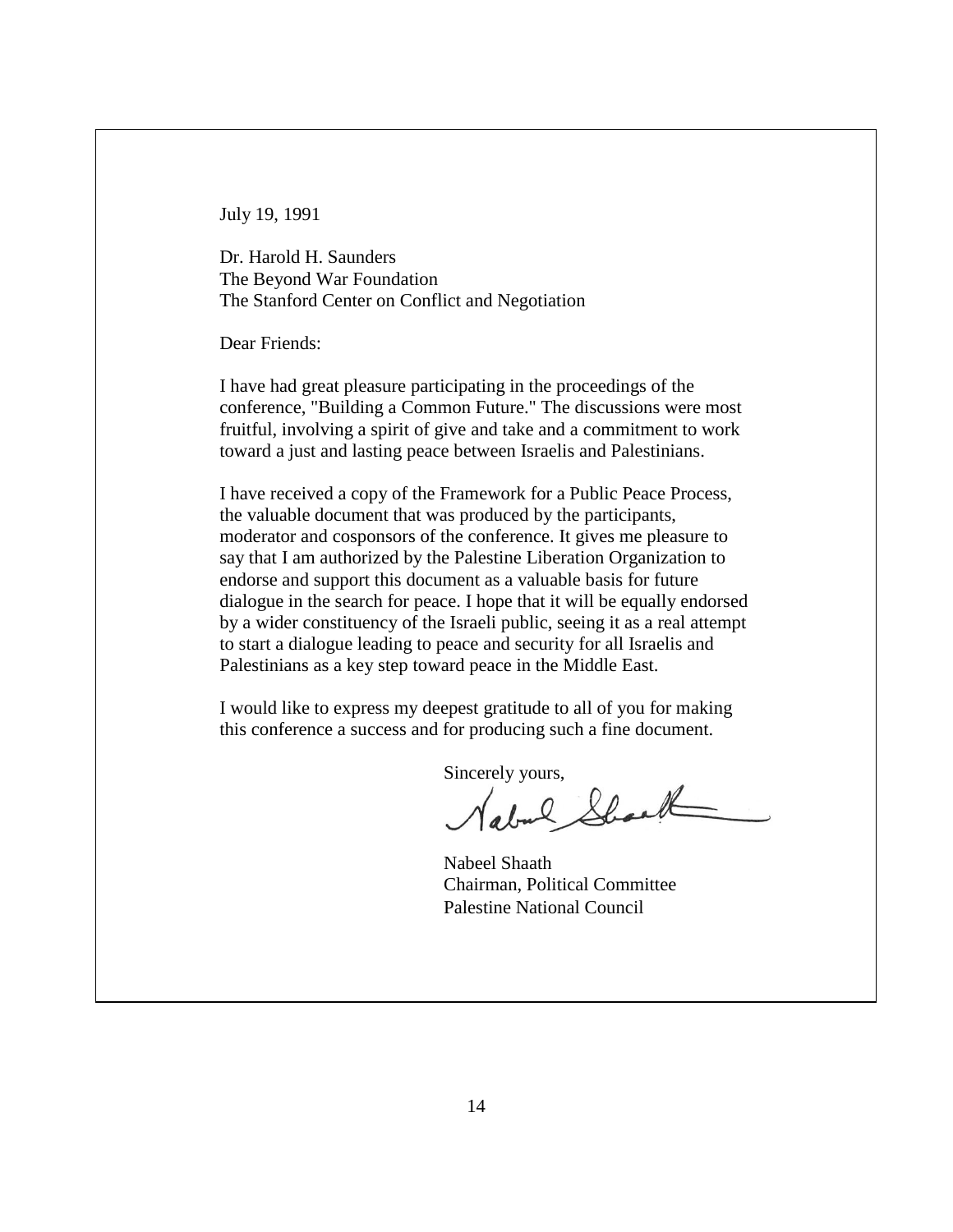July 19, 1991

Dr. Harold H. Saunders
The Beyond War Foundation
The Stanford Center on Conflict and Negotiation

Dear Friends:

I have had great pleasure participating in the proceedings of the conference, "Building a Common Future." The discussions were most fruitful, involving a spirit of give and take and a commitment to work toward a just and lasting peace between Israelis and Palestinians.

I have received a copy of the Framework for a Public Peace Process, the valuable document that was produced by the participants, moderator and cosponsors of the conference. It gives me pleasure to say that I am authorized by the Palestine Liberation Organization to endorse and support this document as a valuable basis for future dialogue in the search for peace. I hope that it will be equally endorsed by a wider constituency of the Israeli public, seeing it as a real attempt to start a dialogue leading to peace and security for all Israelis and Palestinians as a key step toward peace in the Middle East.

I would like to express my deepest gratitude to all of you for making this conference a success and for producing such a fine document.

Sincerely yours,

Nabeel Shaath
Chairman, Political Committee
Palestine National Council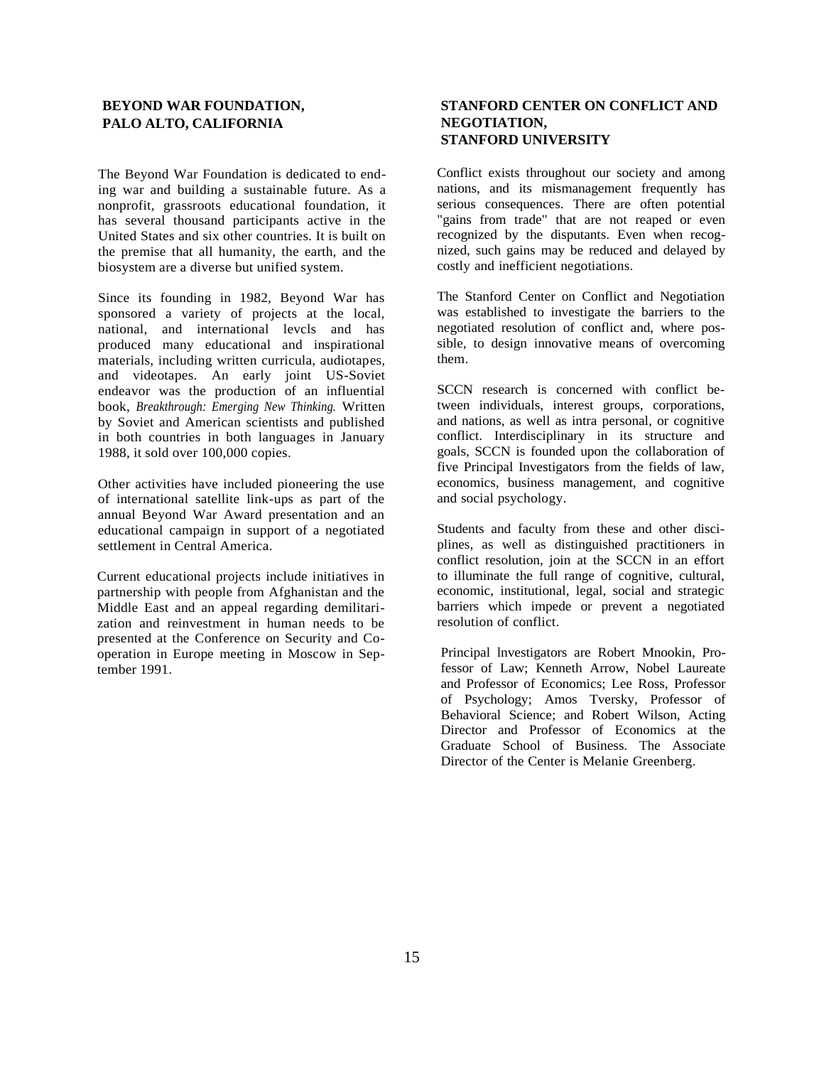## BEYOND WAR FOUNDATION, PALO ALTO, CALIFORNIA

The Beyond War Foundation is dedicated to ending war and building a sustainable future. As a nonprofit, grassroots educational foundation, it has several thousand participants active in the United States and six other countries. It is built on the premise that all humanity, the earth, and the biosystem are a diverse but unified system.

Since its founding in 1982, Beyond War has sponsored a variety of projects at the local, national, and international levcls and has produced many educational and inspirational materials, including written curricula, audiotapes, and videotapes. An early joint US-Soviet endeavor was the production of an influential book, *Breakthrough: Emerging New Thinking.* Written by Soviet and American scientists and published in both countries in both languages in January 1988, it sold over 100,000 copies.

Other activities have included pioneering the use of international satellite link-ups as part of the annual Beyond War Award presentation and an educational campaign in support of a negotiated settlement in Central America.

Current educational projects include initiatives in partnership with people from Afghanistan and the Middle East and an appeal regarding demilitarization and reinvestment in human needs to be presented at the Conference on Security and Cooperation in Europe meeting in Moscow in September 1991.

## STANFORD CENTER ON CONFLICT AND NEGOTIATION, STANFORD UNIVERSITY

Conflict exists throughout our society and among nations, and its mismanagement frequently has serious consequences. There are often potential "gains from trade" that are not reaped or even recognized by the disputants. Even when recognized, such gains may be reduced and delayed by costly and inefficient negotiations.

The Stanford Center on Conflict and Negotiation was established to investigate the barriers to the negotiated resolution of conflict and, where possible, to design innovative means of overcoming them.

SCCN research is concerned with conflict between individuals, interest groups, corporations, and nations, as well as intra personal, or cognitive conflict. Interdisciplinary in its structure and goals, SCCN is founded upon the collaboration of five Principal Investigators from the fields of law, economics, business management, and cognitive and social psychology.

Students and faculty from these and other disciplines, as well as distinguished practitioners in conflict resolution, join at the SCCN in an effort to illuminate the full range of cognitive, cultural, economic, institutional, legal, social and strategic barriers which impede or prevent a negotiated resolution of conflict.

Principal lnvestigators are Robert Mnookin, Professor of Law; Kenneth Arrow, Nobel Laureate and Professor of Economics; Lee Ross, Professor of Psychology; Amos Tversky, Professor of Behavioral Science; and Robert Wilson, Acting Director and Professor of Economics at the Graduate School of Business. The Associate Director of the Center is Melanie Greenberg.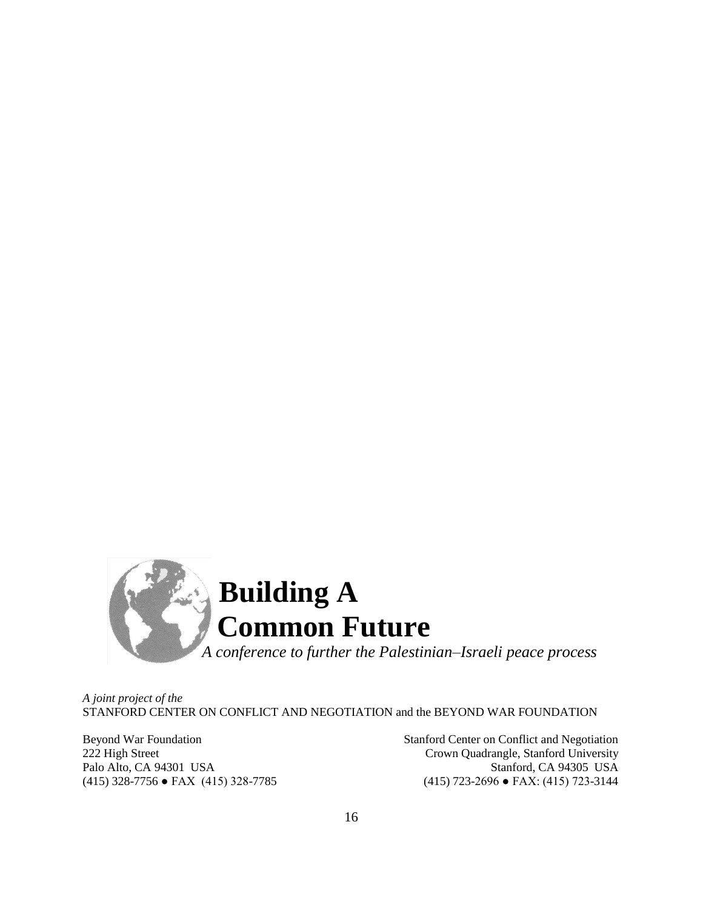# Building A Common Future

*A conference to further the Palestinian–Israeli peace process*

*A joint project of the*
STANFORD CENTER ON CONFLICT AND NEGOTIATION and the BEYOND WAR FOUNDATION

Beyond War Foundation
222 High Street
Palo Alto, CA 94301 USA
(415) 328-7756 ● FAX (415) 328-7785

Stanford Center on Conflict and Negotiation
Crown Quadrangle, Stanford University
Stanford, CA 94305 USA
(415) 723-2696 ● FAX: (415) 723-3144